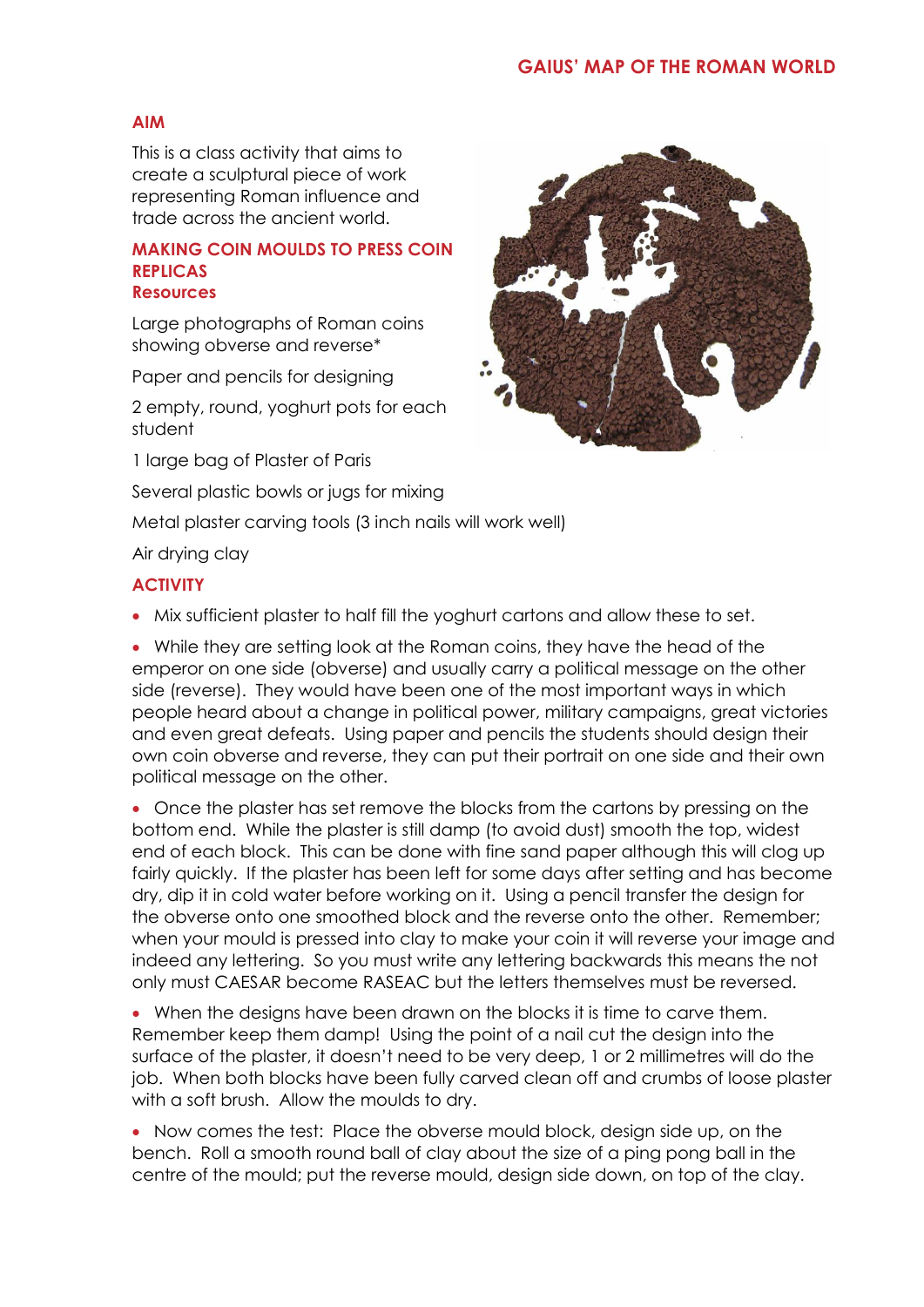# GAIUS' MAP OF THE ROMAN WORLD

## AIM

This is a class activity that aims to create a sculptural piece of work representing Roman influence and trade across the ancient world.

## MAKING COIN MOULDS TO PRESS COIN REPLICAS

### Resources

Large photographs of Roman coins showing obverse and reverse*

Paper and pencils for designing

2 empty, round, yoghurt pots for each student

1 large bag of Plaster of Paris

Several plastic bowls or jugs for mixing

Metal plaster carving tools (3 inch nails will work well)

Air drying clay

## ACTIVITY

- Mix sufficient plaster to half fill the yoghurt cartons and allow these to set.
- While they are setting look at the Roman coins, they have the head of the emperor on one side (obverse) and usually carry a political message on the other side (reverse). They would have been one of the most important ways in which people heard about a change in political power, military campaigns, great victories and even great defeats. Using paper and pencils the students should design their own coin obverse and reverse, they can put their portrait on one side and their own political message on the other.
- Once the plaster has set remove the blocks from the cartons by pressing on the bottom end. While the plaster is still damp (to avoid dust) smooth the top, widest end of each block. This can be done with fine sand paper although this will clog up fairly quickly. If the plaster has been left for some days after setting and has become dry, dip it in cold water before working on it. Using a pencil transfer the design for the obverse onto one smoothed block and the reverse onto the other. Remember; when your mould is pressed into clay to make your coin it will reverse your image and indeed any lettering. So you must write any lettering backwards this means the not only must CAESAR become RASEAC but the letters themselves must be reversed.
- When the designs have been drawn on the blocks it is time to carve them. Remember keep them damp! Using the point of a nail cut the design into the surface of the plaster, it doesn't need to be very deep, 1 or 2 millimetres will do the job. When both blocks have been fully carved clean off and crumbs of loose plaster with a soft brush. Allow the moulds to dry.
- Now comes the test: Place the obverse mould block, design side up, on the bench. Roll a smooth round ball of clay about the size of a ping pong ball in the centre of the mould; put the reverse mould, design side down, on top of the clay.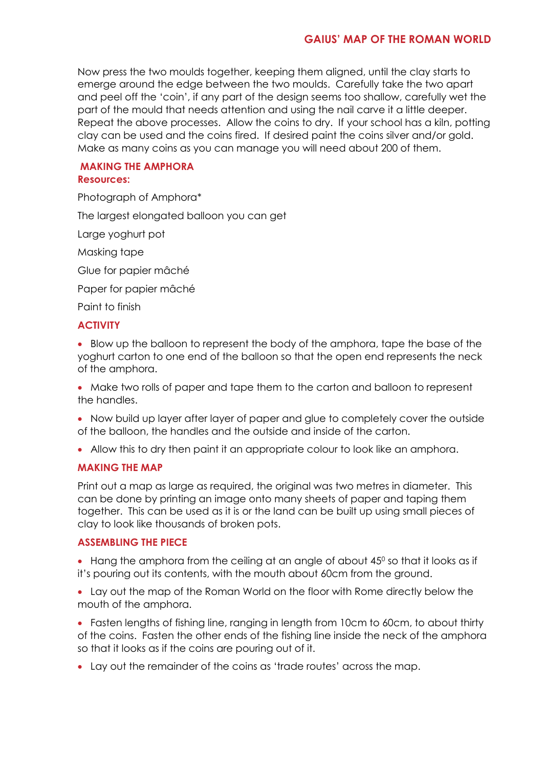Now press the two moulds together, keeping them aligned, until the clay starts to emerge around the edge between the two moulds. Carefully take the two apart and peel off the 'coin', if any part of the design seems too shallow, carefully wet the part of the mould that needs attention and using the nail carve it a little deeper. Repeat the above processes. Allow the coins to dry. If your school has a kiln, potting clay can be used and the coins fired. If desired paint the coins silver and/or gold. Make as many coins as you can manage you will need about 200 of them.

## MAKING THE AMPHORA

**Resources:**

Photograph of Amphora*

The largest elongated balloon you can get

Large yoghurt pot

Masking tape

Glue for papier mâché

Paper for papier mâché

Paint to finish

### ACTIVITY

- Blow up the balloon to represent the body of the amphora, tape the base of the yoghurt carton to one end of the balloon so that the open end represents the neck of the amphora.
- Make two rolls of paper and tape them to the carton and balloon to represent the handles.
- Now build up layer after layer of paper and glue to completely cover the outside of the balloon, the handles and the outside and inside of the carton.
- Allow this to dry then paint it an appropriate colour to look like an amphora.

## MAKING THE MAP

Print out a map as large as required, the original was two metres in diameter. This can be done by printing an image onto many sheets of paper and taping them together. This can be used as it is or the land can be built up using small pieces of clay to look like thousands of broken pots.

## ASSEMBLING THE PIECE

- Hang the amphora from the ceiling at an angle of about $45^0$ so that it looks as if it's pouring out its contents, with the mouth about 60cm from the ground.
- Lay out the map of the Roman World on the floor with Rome directly below the mouth of the amphora.
- Fasten lengths of fishing line, ranging in length from 10cm to 60cm, to about thirty of the coins. Fasten the other ends of the fishing line inside the neck of the amphora so that it looks as if the coins are pouring out of it.
- Lay out the remainder of the coins as 'trade routes' across the map.